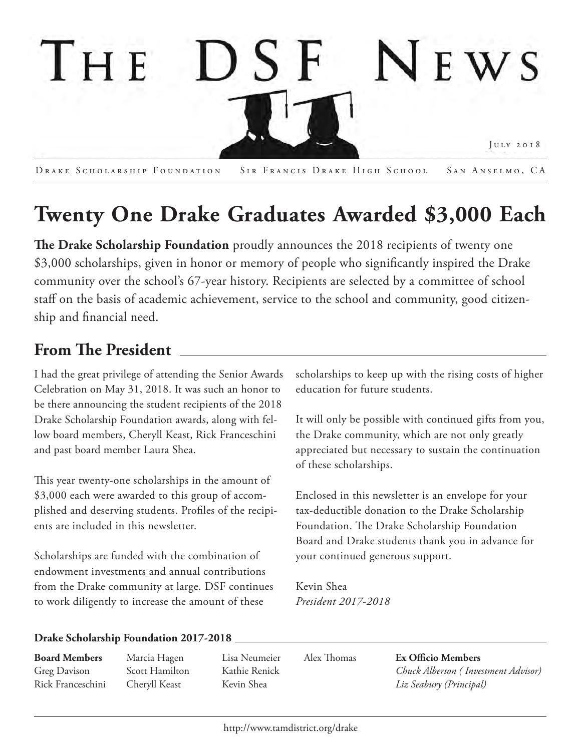# The DSF News

July 2018

Drake Scholarship Foundation | Sir Francis Drake High School | San Anselmo, CA

## Twenty One Drake Graduates Awarded $3,000 Each

**The Drake Scholarship Foundation** proudly announces the 2018 recipients of twenty one $3,000 scholarships, given in honor or memory of people who significantly inspired the Drake community over the school's 67-year history. Recipients are selected by a committee of school staff on the basis of academic achievement, service to the school and community, good citizenship and financial need.

## From The President

I had the great privilege of attending the Senior Awards Celebration on May 31, 2018. It was such an honor to be there announcing the student recipients of the 2018 Drake Scholarship Foundation awards, along with fellow board members, Cheryll Keast, Rick Franceschini and past board member Laura Shea.

This year twenty-one scholarships in the amount of $3,000 each were awarded to this group of accomplished and deserving students. Profiles of the recipients are included in this newsletter.

Scholarships are funded with the combination of endowment investments and annual contributions from the Drake community at large. DSF continues to work diligently to increase the amount of these scholarships to keep up with the rising costs of higher education for future students.

It will only be possible with continued gifts from you, the Drake community, which are not only greatly appreciated but necessary to sustain the continuation of these scholarships.

Enclosed in this newsletter is an envelope for your tax-deductible donation to the Drake Scholarship Foundation. The Drake Scholarship Foundation Board and Drake students thank you in advance for your continued generous support.

Kevin Shea
*President 2017-2018*

### Drake Scholarship Foundation 2017-2018

**Board Members**
Greg Davison
Rick Franceschini
Marcia Hagen
Scott Hamilton
Cheryll Keast
Lisa Neumeier
Kathie Renick
Kevin Shea
Alex Thomas

**Ex Officio Members**
*Chuck Alberton ( Investment Advisor)*
*Liz Seabury (Principal)*

http://www.tamdistrict.org/drake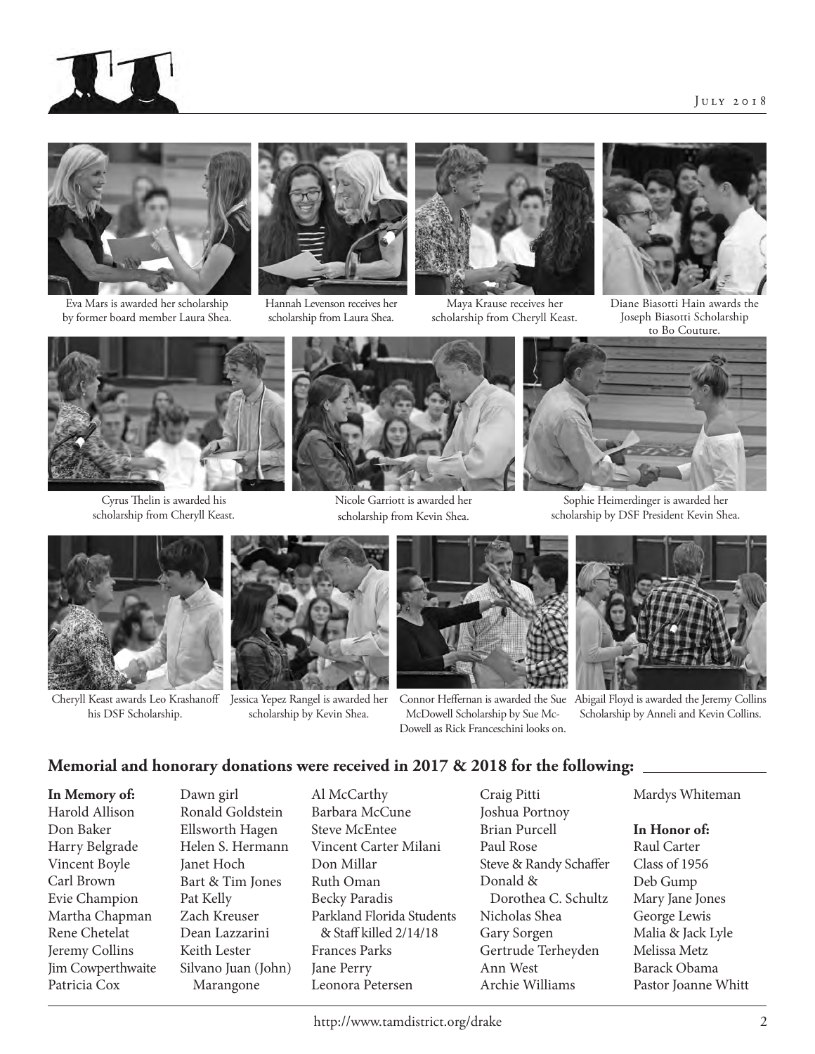Eva Mars is awarded her scholarship by former board member Laura Shea.

Hannah Levenson receives her scholarship from Laura Shea.

Maya Krause receives her scholarship from Cheryll Keast.

Diane Biasotti Hain awards the Joseph Biasotti Scholarship to Bo Couture.

Cyrus Thelin is awarded his scholarship from Cheryll Keast.

Nicole Garriott is awarded her scholarship from Kevin Shea.

Sophie Heimerdinger is awarded her scholarship by DSF President Kevin Shea.

Cheryll Keast awards Leo Krashanoff his DSF Scholarship.

Jessica Yepez Rangel is awarded her scholarship by Kevin Shea.

Connor Heffernan is awarded the Sue McDowell Scholarship by Sue McDowell as Rick Franceschini looks on.

Abigail Floyd is awarded the Jeremy Collins Scholarship by Anneli and Kevin Collins.

## Memorial and honorary donations were received in 2017 & 2018 for the following:

**In Memory of:**
Harold Allison
Don Baker
Harry Belgrade
Vincent Boyle
Carl Brown
Evie Champion
Martha Chapman
Rene Chetelat
Jeremy Collins
Jim Cowperthwaite
Patricia Cox
Dawn girl
Ronald Goldstein
Ellsworth Hagen
Helen S. Hermann
Janet Hoch
Bart & Tim Jones
Pat Kelly
Zach Kreuser
Dean Lazzarini
Keith Lester
Silvano Juan (John) Marangone
Al McCarthy
Barbara McCune
Steve McEntee
Vincent Carter Milani
Don Millar
Ruth Oman
Becky Paradis
Parkland Florida Students & Staff killed 2/14/18
Frances Parks
Jane Perry
Leonora Petersen
Craig Pitti
Joshua Portnoy
Brian Purcell
Paul Rose
Steve & Randy Schaffer
Donald & Dorothea C. Schultz
Nicholas Shea
Gary Sorgen
Gertrude Terheyden
Ann West
Archie Williams
Mardys Whiteman

**In Honor of:**
Raul Carter
Class of 1956
Deb Gump
Mary Jane Jones
George Lewis
Malia & Jack Lyle
Melissa Metz
Barack Obama
Pastor Joanne Whitt

http://www.tamdistrict.org/drake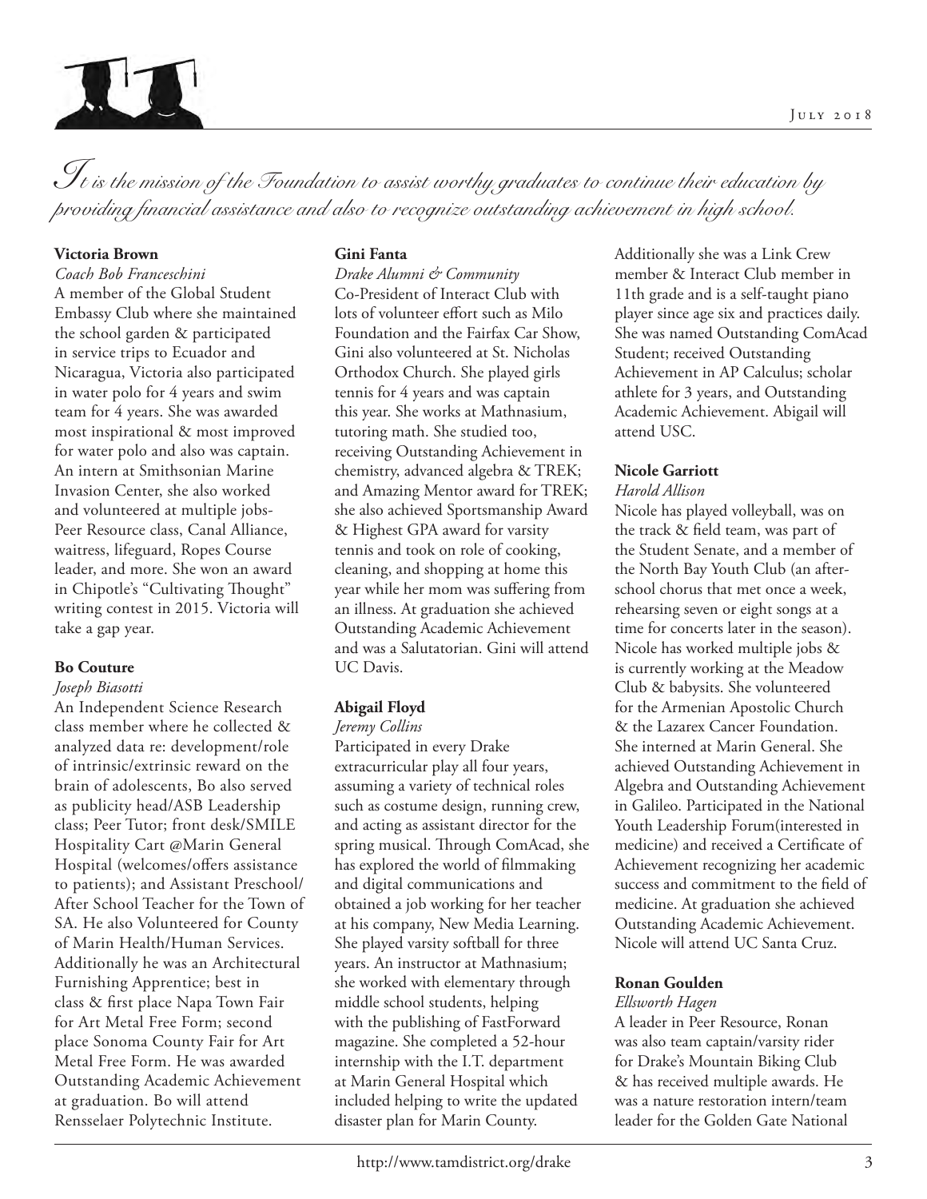*It is the mission of the Foundation to assist worthy graduates to continue their education by providing financial assistance and also to recognize outstanding achievement in high school.*

**Victoria Brown**

*Coach Bob Franceschini*

A member of the Global Student Embassy Club where she maintained the school garden & participated in service trips to Ecuador and Nicaragua, Victoria also participated in water polo for 4 years and swim team for 4 years. She was awarded most inspirational & most improved for water polo and also was captain. An intern at Smithsonian Marine Invasion Center, she also worked and volunteered at multiple jobs- Peer Resource class, Canal Alliance, waitress, lifeguard, Ropes Course leader, and more. She won an award in Chipotle's "Cultivating Thought" writing contest in 2015. Victoria will take a gap year.

**Bo Couture**

*Joseph Biasotti*

An Independent Science Research class member where he collected & analyzed data re: development/role of intrinsic/extrinsic reward on the brain of adolescents, Bo also served as publicity head/ASB Leadership class; Peer Tutor; front desk/SMILE Hospitality Cart @Marin General Hospital (welcomes/offers assistance to patients); and Assistant Preschool/After School Teacher for the Town of SA. He also Volunteered for County of Marin Health/Human Services. Additionally he was an Architectural Furnishing Apprentice; best in class & first place Napa Town Fair for Art Metal Free Form; second place Sonoma County Fair for Art Metal Free Form. He was awarded Outstanding Academic Achievement at graduation. Bo will attend Rensselaer Polytechnic Institute.

**Gini Fanta**

*Drake Alumni & Community*

Co-President of Interact Club with lots of volunteer effort such as Milo Foundation and the Fairfax Car Show, Gini also volunteered at St. Nicholas Orthodox Church. She played girls tennis for 4 years and was captain this year. She works at Mathnasium, tutoring math. She studied too, receiving Outstanding Achievement in chemistry, advanced algebra & TREK; and Amazing Mentor award for TREK; she also achieved Sportsmanship Award & Highest GPA award for varsity tennis and took on role of cooking, cleaning, and shopping at home this year while her mom was suffering from an illness. At graduation she achieved Outstanding Academic Achievement and was a Salutatorian. Gini will attend UC Davis.

**Abigail Floyd**

*Jeremy Collins*

Participated in every Drake extracurricular play all four years, assuming a variety of technical roles such as costume design, running crew, and acting as assistant director for the spring musical. Through ComAcad, she has explored the world of filmmaking and digital communications and obtained a job working for her teacher at his company, New Media Learning. She played varsity softball for three years. An instructor at Mathnasium; she worked with elementary through middle school students, helping with the publishing of FastForward magazine. She completed a 52-hour internship with the I.T. department at Marin General Hospital which included helping to write the updated disaster plan for Marin County. Additionally she was a Link Crew member & Interact Club member in 11th grade and is a self-taught piano player since age six and practices daily. She was named Outstanding ComAcad Student; received Outstanding Achievement in AP Calculus; scholar athlete for 3 years, and Outstanding Academic Achievement. Abigail will attend USC.

**Nicole Garriott**

*Harold Allison*

Nicole has played volleyball, was on the track & field team, was part of the Student Senate, and a member of the North Bay Youth Club (an after-school chorus that met once a week, rehearsing seven or eight songs at a time for concerts later in the season). Nicole has worked multiple jobs & is currently working at the Meadow Club & babysits. She volunteered for the Armenian Apostolic Church & the Lazarex Cancer Foundation. She interned at Marin General. She achieved Outstanding Achievement in Algebra and Outstanding Achievement in Galileo. Participated in the National Youth Leadership Forum(interested in medicine) and received a Certificate of Achievement recognizing her academic success and commitment to the field of medicine. At graduation she achieved Outstanding Academic Achievement. Nicole will attend UC Santa Cruz.

**Ronan Goulden**

*Ellsworth Hagen*

A leader in Peer Resource, Ronan was also team captain/varsity rider for Drake's Mountain Biking Club & has received multiple awards. He was a nature restoration intern/team leader for the Golden Gate National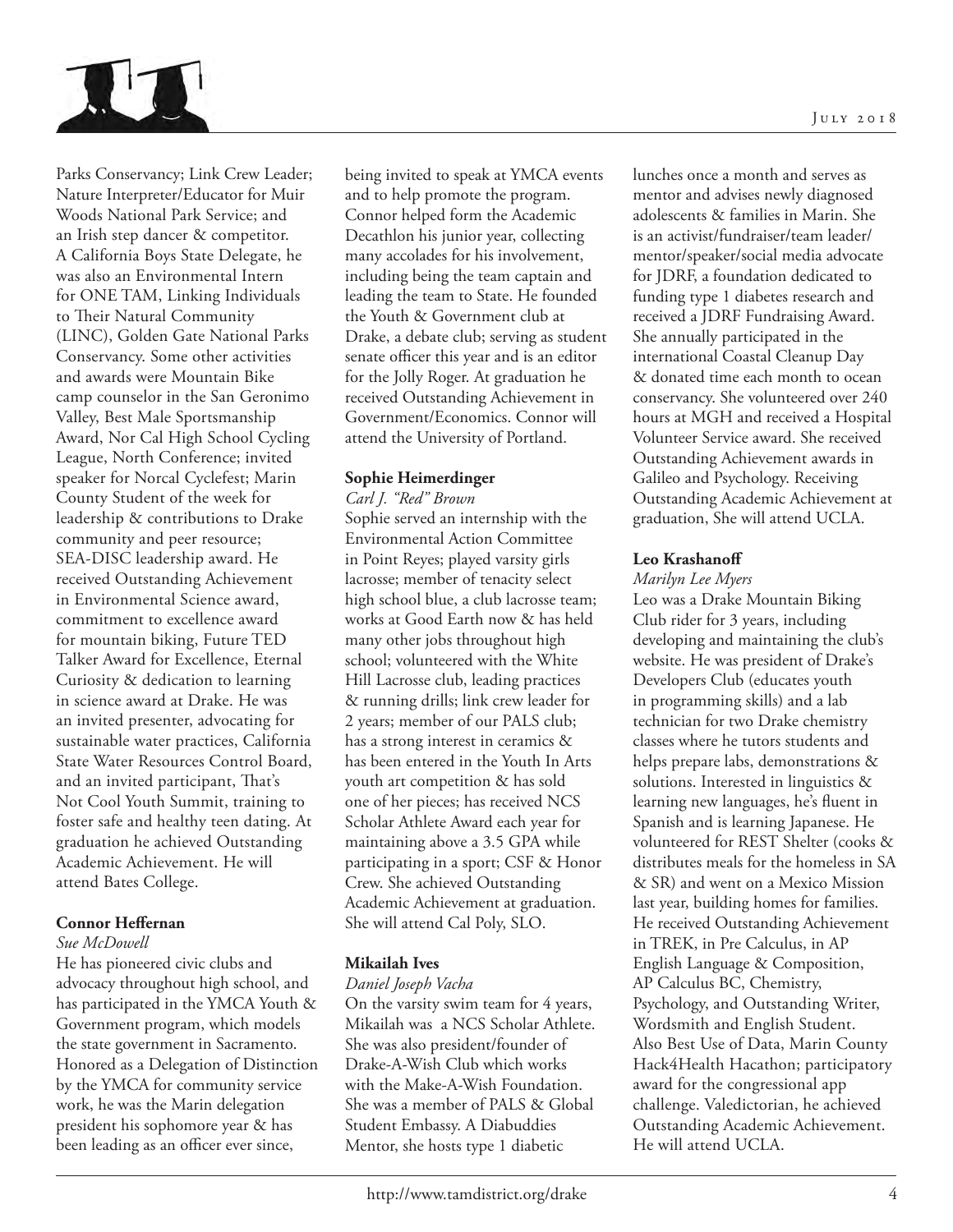Parks Conservancy; Link Crew Leader; Nature Interpreter/Educator for Muir Woods National Park Service; and an Irish step dancer & competitor. A California Boys State Delegate, he was also an Environmental Intern for ONE TAM, Linking Individuals to Their Natural Community (LINC), Golden Gate National Parks Conservancy. Some other activities and awards were Mountain Bike camp counselor in the San Geronimo Valley, Best Male Sportsmanship Award, Nor Cal High School Cycling League, North Conference; invited speaker for Norcal Cyclefest; Marin County Student of the week for leadership & contributions to Drake community and peer resource; SEA-DISC leadership award. He received Outstanding Achievement in Environmental Science award, commitment to excellence award for mountain biking, Future TED Talker Award for Excellence, Eternal Curiosity & dedication to learning in science award at Drake. He was an invited presenter, advocating for sustainable water practices, California State Water Resources Control Board, and an invited participant, That's Not Cool Youth Summit, training to foster safe and healthy teen dating. At graduation he achieved Outstanding Academic Achievement. He will attend Bates College.

**Connor Heffernan**

*Sue McDowell*

He has pioneered civic clubs and advocacy throughout high school, and has participated in the YMCA Youth & Government program, which models the state government in Sacramento. Honored as a Delegation of Distinction by the YMCA for community service work, he was the Marin delegation president his sophomore year & has been leading as an officer ever since, being invited to speak at YMCA events and to help promote the program. Connor helped form the Academic Decathlon his junior year, collecting many accolades for his involvement, including being the team captain and leading the team to State. He founded the Youth & Government club at Drake, a debate club; serving as student senate officer this year and is an editor for the Jolly Roger. At graduation he received Outstanding Achievement in Government/Economics. Connor will attend the University of Portland.

**Sophie Heimerdinger**

*Carl J. "Red" Brown*

Sophie served an internship with the Environmental Action Committee in Point Reyes; played varsity girls lacrosse; member of tenacity select high school blue, a club lacrosse team; works at Good Earth now & has held many other jobs throughout high school; volunteered with the White Hill Lacrosse club, leading practices & running drills; link crew leader for 2 years; member of our PALS club; has a strong interest in ceramics & has been entered in the Youth In Arts youth art competition & has sold one of her pieces; has received NCS Scholar Athlete Award each year for maintaining above a 3.5 GPA while participating in a sport; CSF & Honor Crew. She achieved Outstanding Academic Achievement at graduation. She will attend Cal Poly, SLO.

**Mikailah Ives**

*Daniel Joseph Vacha*

On the varsity swim team for 4 years, Mikailah was a NCS Scholar Athlete. She was also president/founder of Drake-A-Wish Club which works with the Make-A-Wish Foundation. She was a member of PALS & Global Student Embassy. A Diabuddies Mentor, she hosts type 1 diabetic lunches once a month and serves as mentor and advises newly diagnosed adolescents & families in Marin. She is an activist/fundraiser/team leader/mentor/speaker/social media advocate for JDRF, a foundation dedicated to funding type 1 diabetes research and received a JDRF Fundraising Award. She annually participated in the international Coastal Cleanup Day & donated time each month to ocean conservancy. She volunteered over 240 hours at MGH and received a Hospital Volunteer Service award. She received Outstanding Achievement awards in Galileo and Psychology. Receiving Outstanding Academic Achievement at graduation, She will attend UCLA.

**Leo Krashanoff**

*Marilyn Lee Myers*

Leo was a Drake Mountain Biking Club rider for 3 years, including developing and maintaining the club's website. He was president of Drake's Developers Club (educates youth in programming skills) and a lab technician for two Drake chemistry classes where he tutors students and helps prepare labs, demonstrations & solutions. Interested in linguistics & learning new languages, he's fluent in Spanish and is learning Japanese. He volunteered for REST Shelter (cooks & distributes meals for the homeless in SA & SR) and went on a Mexico Mission last year, building homes for families. He received Outstanding Achievement in TREK, in Pre Calculus, in AP English Language & Composition, AP Calculus BC, Chemistry, Psychology, and Outstanding Writer, Wordsmith and English Student. Also Best Use of Data, Marin County Hack4Health Hacathon; participatory award for the congressional app challenge. Valedictorian, he achieved Outstanding Academic Achievement. He will attend UCLA.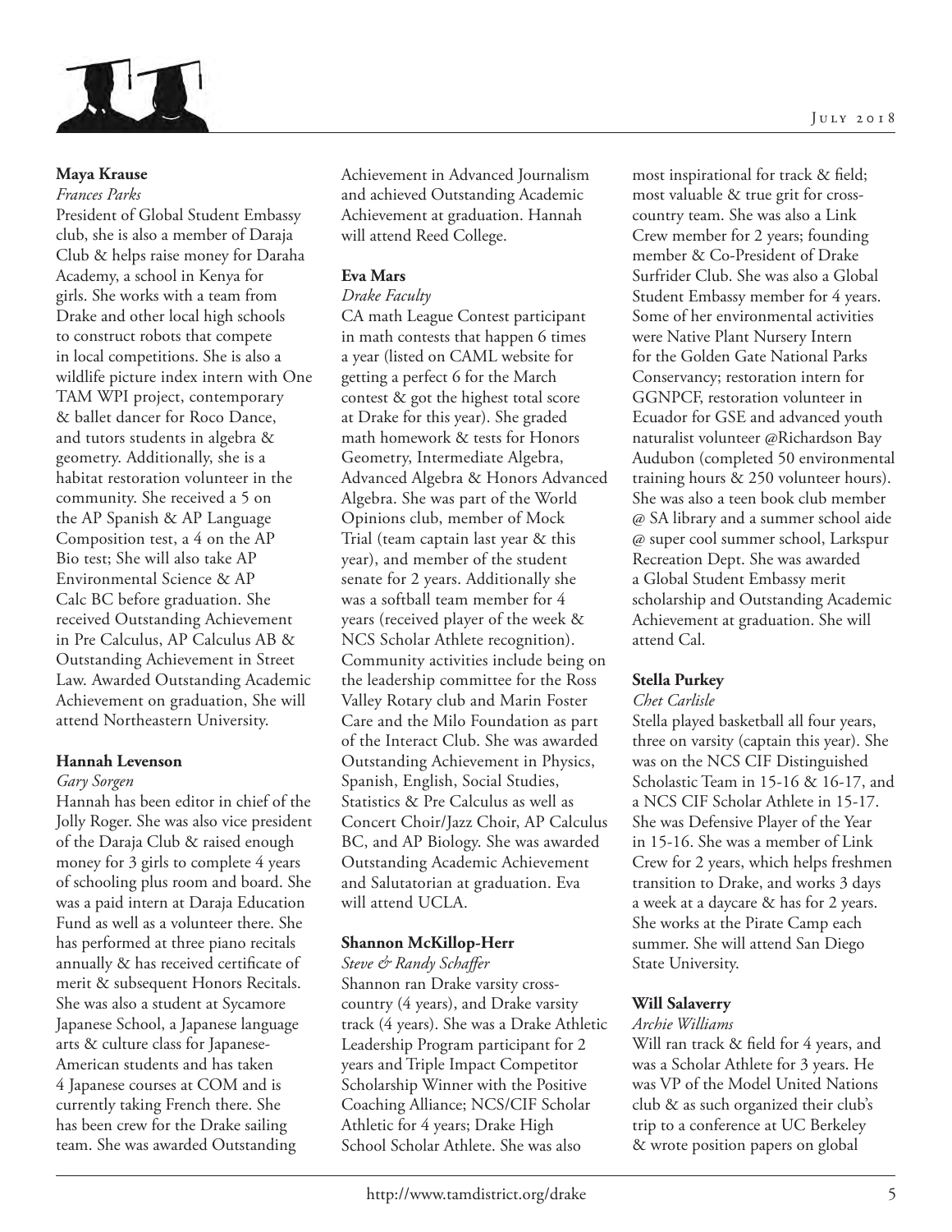**Maya Krause**

*Frances Parks*

President of Global Student Embassy club, she is also a member of Daraja Club & helps raise money for Daraha Academy, a school in Kenya for girls. She works with a team from Drake and other local high schools to construct robots that compete in local competitions. She is also a wildlife picture index intern with One TAM WPI project, contemporary & ballet dancer for Roco Dance, and tutors students in algebra & geometry. Additionally, she is a habitat restoration volunteer in the community. She received a 5 on the AP Spanish & AP Language Composition test, a 4 on the AP Bio test; She will also take AP Environmental Science & AP Calc BC before graduation. She received Outstanding Achievement in Pre Calculus, AP Calculus AB & Outstanding Achievement in Street Law. Awarded Outstanding Academic Achievement on graduation, She will attend Northeastern University.

**Hannah Levenson**

*Gary Sorgen*

Hannah has been editor in chief of the Jolly Roger. She was also vice president of the Daraja Club & raised enough money for 3 girls to complete 4 years of schooling plus room and board. She was a paid intern at Daraja Education Fund as well as a volunteer there. She has performed at three piano recitals annually & has received certificate of merit & subsequent Honors Recitals. She was also a student at Sycamore Japanese School, a Japanese language arts & culture class for Japanese-American students and has taken 4 Japanese courses at COM and is currently taking French there. She has been crew for the Drake sailing team. She was awarded Outstanding Achievement in Advanced Journalism and achieved Outstanding Academic Achievement at graduation. Hannah will attend Reed College.

**Eva Mars**

*Drake Faculty*

CA math League Contest participant in math contests that happen 6 times a year (listed on CAML website for getting a perfect 6 for the March contest & got the highest total score at Drake for this year). She graded math homework & tests for Honors Geometry, Intermediate Algebra, Advanced Algebra & Honors Advanced Algebra. She was part of the World Opinions club, member of Mock Trial (team captain last year & this year), and member of the student senate for 2 years. Additionally she was a softball team member for 4 years (received player of the week & NCS Scholar Athlete recognition). Community activities include being on the leadership committee for the Ross Valley Rotary club and Marin Foster Care and the Milo Foundation as part of the Interact Club. She was awarded Outstanding Achievement in Physics, Spanish, English, Social Studies, Statistics & Pre Calculus as well as Concert Choir/Jazz Choir, AP Calculus BC, and AP Biology. She was awarded Outstanding Academic Achievement and Salutatorian at graduation. Eva will attend UCLA.

**Shannon McKillop-Herr**

*Steve & Randy Schaffer*

Shannon ran Drake varsity cross-country (4 years), and Drake varsity track (4 years). She was a Drake Athletic Leadership Program participant for 2 years and Triple Impact Competitor Scholarship Winner with the Positive Coaching Alliance; NCS/CIF Scholar Athletic for 4 years; Drake High School Scholar Athlete. She was also most inspirational for track & field; most valuable & true grit for cross-country team. She was also a Link Crew member for 2 years; founding member & Co-President of Drake Surfrider Club. She was also a Global Student Embassy member for 4 years. Some of her environmental activities were Native Plant Nursery Intern for the Golden Gate National Parks Conservancy; restoration intern for GGNPCF, restoration volunteer in Ecuador for GSE and advanced youth naturalist volunteer @Richardson Bay Audubon (completed 50 environmental training hours & 250 volunteer hours). She was also a teen book club member @ SA library and a summer school aide @ super cool summer school, Larkspur Recreation Dept. She was awarded a Global Student Embassy merit scholarship and Outstanding Academic Achievement at graduation. She will attend Cal.

**Stella Purkey**

*Chet Carlisle*

Stella played basketball all four years, three on varsity (captain this year). She was on the NCS CIF Distinguished Scholastic Team in 15-16 & 16-17, and a NCS CIF Scholar Athlete in 15-17. She was Defensive Player of the Year in 15-16. She was a member of Link Crew for 2 years, which helps freshmen transition to Drake, and works 3 days a week at a daycare & has for 2 years. She works at the Pirate Camp each summer. She will attend San Diego State University.

**Will Salaverry**

*Archie Williams*

Will ran track & field for 4 years, and was a Scholar Athlete for 3 years. He was VP of the Model United Nations club & as such organized their club's trip to a conference at UC Berkeley & wrote position papers on global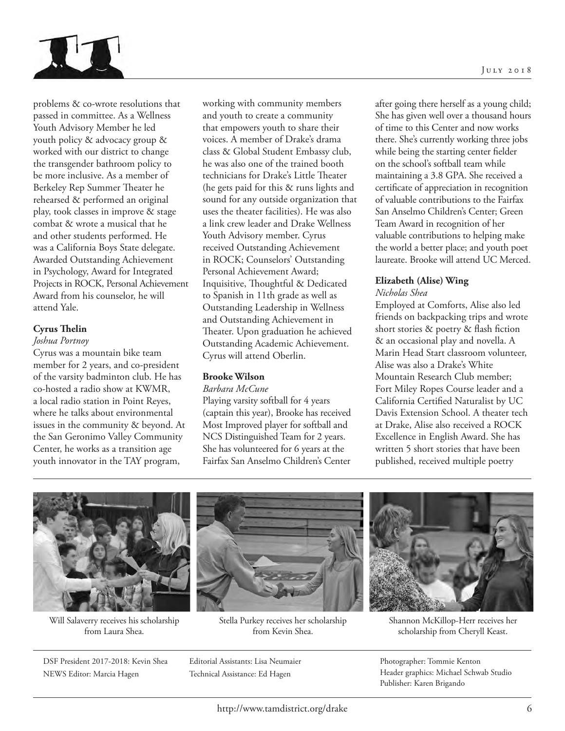problems & co-wrote resolutions that passed in committee. As a Wellness Youth Advisory Member he led youth policy & advocacy group & worked with our district to change the transgender bathroom policy to be more inclusive. As a member of Berkeley Rep Summer Theater he rehearsed & performed an original play, took classes in improve & stage combat & wrote a musical that he and other students performed. He was a California Boys State delegate. Awarded Outstanding Achievement in Psychology, Award for Integrated Projects in ROCK, Personal Achievement Award from his counselor, he will attend Yale.

**Cyrus Thelin**

*Joshua Portnoy*

Cyrus was a mountain bike team member for 2 years, and co-president of the varsity badminton club. He has co-hosted a radio show at KWMR, a local radio station in Point Reyes, where he talks about environmental issues in the community & beyond. At the San Geronimo Valley Community Center, he works as a transition age youth innovator in the TAY program, working with community members and youth to create a community that empowers youth to share their voices. A member of Drake's drama class & Global Student Embassy club, he was also one of the trained booth technicians for Drake's Little Theater (he gets paid for this & runs lights and sound for any outside organization that uses the theater facilities). He was also a link crew leader and Drake Wellness Youth Advisory member. Cyrus received Outstanding Achievement in ROCK; Counselors' Outstanding Personal Achievement Award; Inquisitive, Thoughtful & Dedicated to Spanish in 11th grade as well as Outstanding Leadership in Wellness and Outstanding Achievement in Theater. Upon graduation he achieved Outstanding Academic Achievement. Cyrus will attend Oberlin.

**Brooke Wilson**

*Barbara McCune*

Playing varsity softball for 4 years (captain this year), Brooke has received Most Improved player for softball and NCS Distinguished Team for 2 years. She has volunteered for 6 years at the Fairfax San Anselmo Children's Center after going there herself as a young child; She has given well over a thousand hours of time to this Center and now works there. She's currently working three jobs while being the starting center fielder on the school's softball team while maintaining a 3.8 GPA. She received a certificate of appreciation in recognition of valuable contributions to the Fairfax San Anselmo Children's Center; Green Team Award in recognition of her valuable contributions to helping make the world a better place; and youth poet laureate. Brooke will attend UC Merced.

**Elizabeth (Alise) Wing**

*Nicholas Shea*

Employed at Comforts, Alise also led friends on backpacking trips and wrote short stories & poetry & flash fiction & an occasional play and novella. A Marin Head Start classroom volunteer, Alise was also a Drake's White Mountain Research Club member; Fort Miley Ropes Course leader and a California Certified Naturalist by UC Davis Extension School. A theater tech at Drake, Alise also received a ROCK Excellence in English Award. She has written 5 short stories that have been published, received multiple poetry

Will Salaverry receives his scholarship from Laura Shea.

Stella Purkey receives her scholarship from Kevin Shea.

Shannon McKillop-Herr receives her scholarship from Cheryll Keast.

DSF President 2017-2018: Kevin Shea
NEWS Editor: Marcia Hagen

Editorial Assistants: Lisa Neumaier
Technical Assistance: Ed Hagen

Photographer: Tommie Kenton
Header graphics: Michael Schwab Studio
Publisher: Karen Brigando

http://www.tamdistrict.org/drake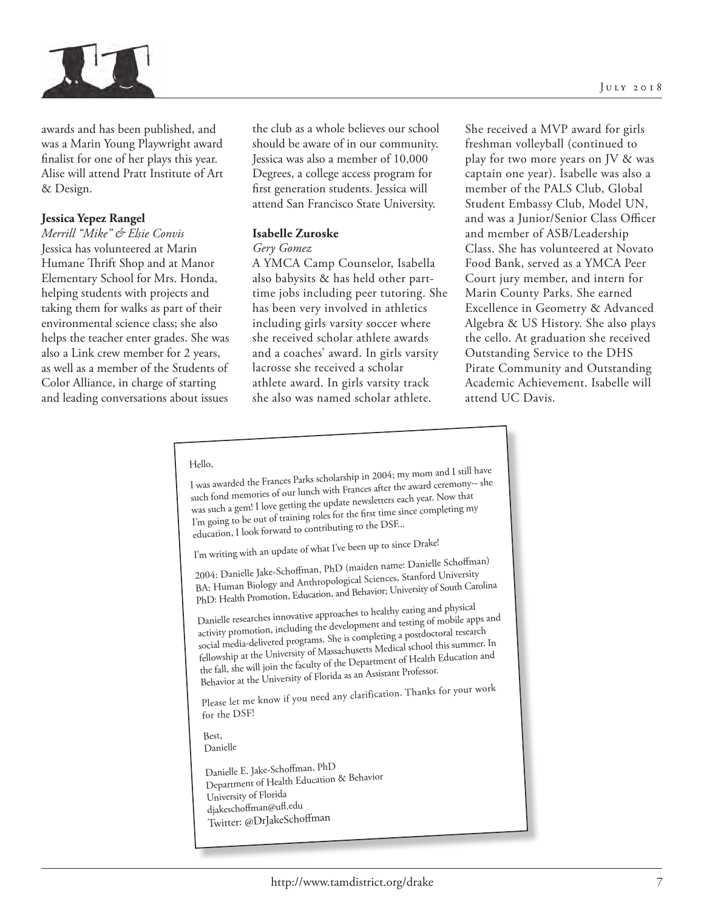awards and has been published, and was a Marin Young Playwright award finalist for one of her plays this year. Alise will attend Pratt Institute of Art & Design.

**Jessica Yepez Rangel**
*Merrill "Mike" & Elsie Convis*
Jessica has volunteered at Marin Humane Thrift Shop and at Manor Elementary School for Mrs. Honda, helping students with projects and taking them for walks as part of their environmental science class; she also helps the teacher enter grades. She was also a Link crew member for 2 years, as well as a member of the Students of Color Alliance, in charge of starting and leading conversations about issues the club as a whole believes our school should be aware of in our community. Jessica was also a member of 10,000 Degrees, a college access program for first generation students. Jessica will attend San Francisco State University.

**Isabelle Zuroske**
*Gery Gomez*
A YMCA Camp Counselor, Isabella also babysits & has held other part-time jobs including peer tutoring. She has been very involved in athletics including girls varsity soccer where she received scholar athlete awards and a coaches' award. In girls varsity lacrosse she received a scholar athlete award. In girls varsity track she also was named scholar athlete. She received a MVP award for girls freshman volleyball (continued to play for two more years on JV & was captain one year). Isabelle was also a member of the PALS Club, Global Student Embassy Club, Model UN, and was a Junior/Senior Class Officer and member of ASB/Leadership Class. She has volunteered at Novato Food Bank, served as a YMCA Peer Court jury member, and intern for Marin County Parks. She earned Excellence in Geometry & Advanced Algebra & US History. She also plays the cello. At graduation she received Outstanding Service to the DHS Pirate Community and Outstanding Academic Achievement. Isabelle will attend UC Davis.

---

Hello,

I was awarded the Frances Parks scholarship in 2004; my mom and I still have such fond memories of our lunch with Frances after the award ceremony-- she was such a gem! I love getting the update newsletters each year. Now that I'm going to be out of training roles for the first time since completing my education, I look forward to contributing to the DSF...

I'm writing with an update of what I've been up to since Drake!

2004: Danielle Jake-Schoffman, PhD (maiden name: Danielle Schoffman)
BA: Human Biology and Anthropological Sciences, Stanford University
PhD: Health Promotion, Education, and Behavior; University of South Carolina

Danielle researches innovative approaches to healthy eating and physical activity promotion, including the development and testing of mobile apps and social media-delivered programs. She is completing a postdoctoral research fellowship at the University of Massachusetts Medical school this summer. In the fall, she will join the faculty of the Department of Health Education and Behavior at the University of Florida as an Assistant Professor.

Please let me know if you need any clarification. Thanks for your work for the DSF!

Best,
Danielle

Danielle E. Jake-Schoffman, PhD
Department of Health Education & Behavior
University of Florida
djakeschoffman@ufl.edu
Twitter: @DrJakeSchoffman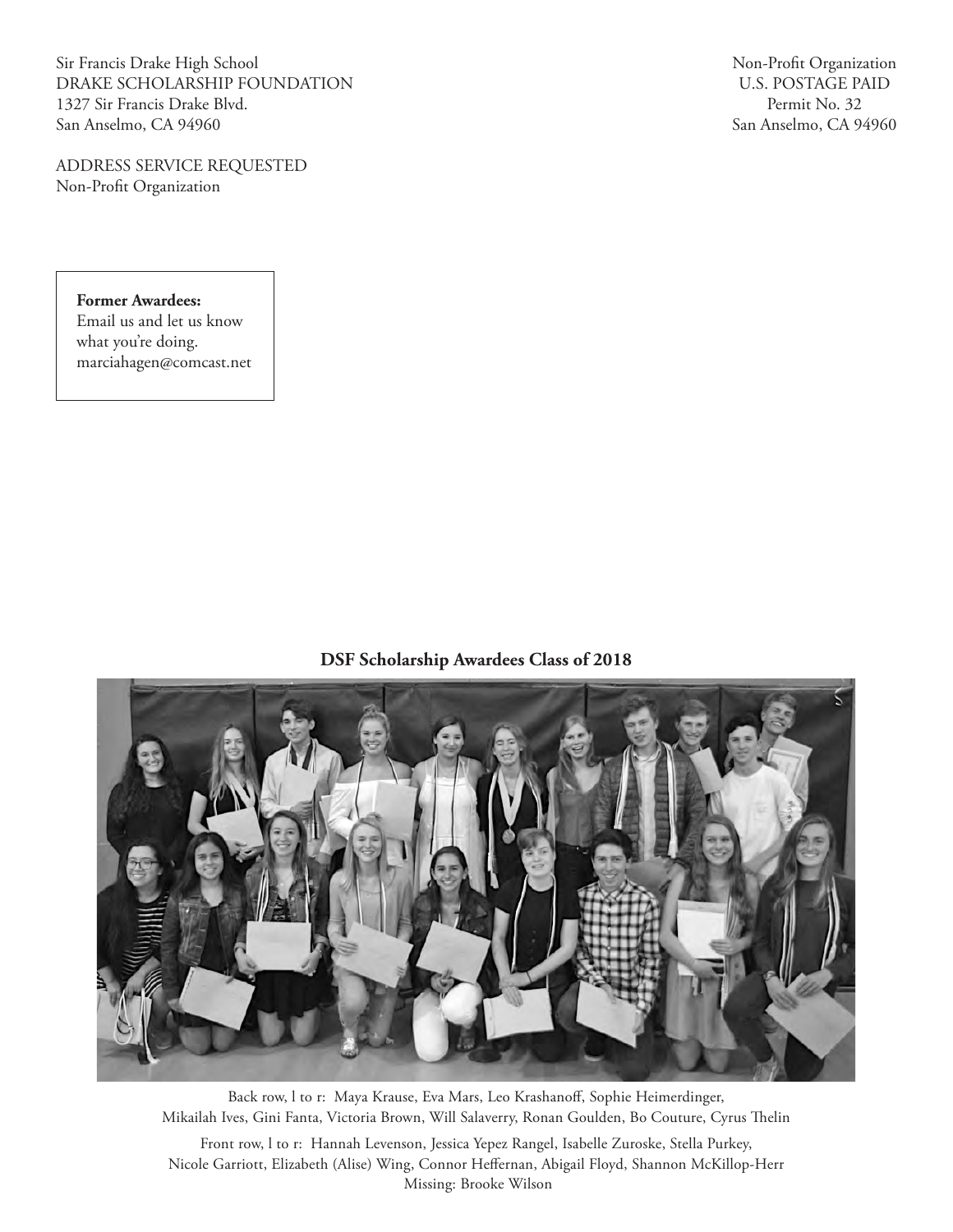Sir Francis Drake High School
DRAKE SCHOLARSHIP FOUNDATION
1327 Sir Francis Drake Blvd.
San Anselmo, CA 94960

Non-Profit Organization
U.S. POSTAGE PAID
Permit No. 32
San Anselmo, CA 94960

ADDRESS SERVICE REQUESTED
Non-Profit Organization

**Former Awardees:**
Email us and let us know what you're doing.
marciahagen@comcast.net

**DSF Scholarship Awardees Class of 2018**

Back row, l to r: Maya Krause, Eva Mars, Leo Krashanoff, Sophie Heimerdinger, Mikailah Ives, Gini Fanta, Victoria Brown, Will Salaverry, Ronan Goulden, Bo Couture, Cyrus Thelin

Front row, l to r: Hannah Levenson, Jessica Yepez Rangel, Isabelle Zuroske, Stella Purkey, Nicole Garriott, Elizabeth (Alise) Wing, Connor Heffernan, Abigail Floyd, Shannon McKillop-Herr
Missing: Brooke Wilson